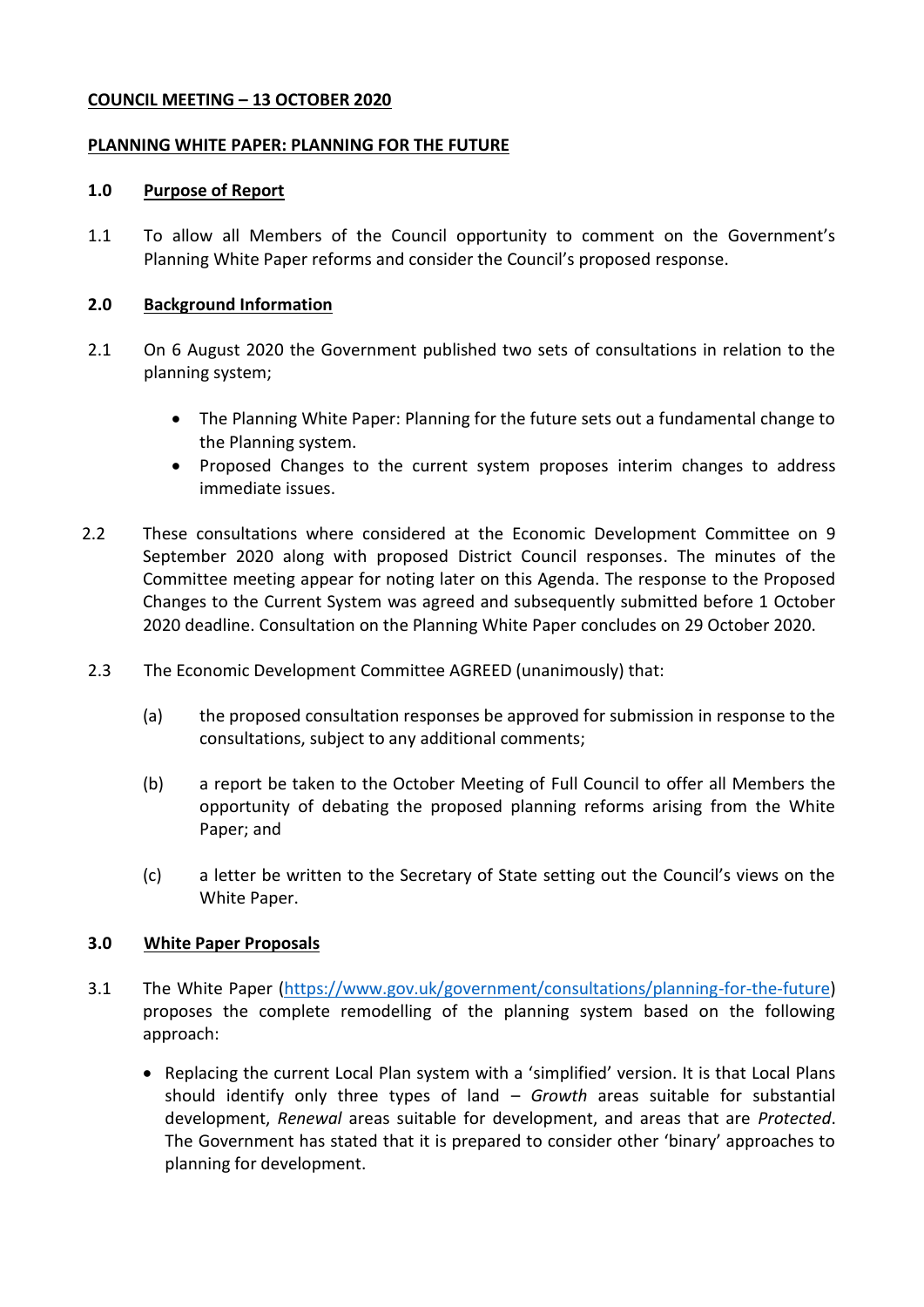**COUNCIL MEETING – 13 OCTOBER 2020**

**PLANNING WHITE PAPER: PLANNING FOR THE FUTURE**

## 1.0 Purpose of Report

1.1 To allow all Members of the Council opportunity to comment on the Government's Planning White Paper reforms and consider the Council's proposed response.

## 2.0 Background Information

2.1 On 6 August 2020 the Government published two sets of consultations in relation to the planning system;

- The Planning White Paper: Planning for the future sets out a fundamental change to the Planning system.
- Proposed Changes to the current system proposes interim changes to address immediate issues.

2.2 These consultations where considered at the Economic Development Committee on 9 September 2020 along with proposed District Council responses. The minutes of the Committee meeting appear for noting later on this Agenda. The response to the Proposed Changes to the Current System was agreed and subsequently submitted before 1 October 2020 deadline. Consultation on the Planning White Paper concludes on 29 October 2020.

2.3 The Economic Development Committee AGREED (unanimously) that:

(a) the proposed consultation responses be approved for submission in response to the consultations, subject to any additional comments;

(b) a report be taken to the October Meeting of Full Council to offer all Members the opportunity of debating the proposed planning reforms arising from the White Paper; and

(c) a letter be written to the Secretary of State setting out the Council's views on the White Paper.

## 3.0 White Paper Proposals

3.1 The White Paper (https://www.gov.uk/government/consultations/planning-for-the-future) proposes the complete remodelling of the planning system based on the following approach:

- Replacing the current Local Plan system with a 'simplified' version. It is that Local Plans should identify only three types of land – *Growth* areas suitable for substantial development, *Renewal* areas suitable for development, and areas that are *Protected*. The Government has stated that it is prepared to consider other 'binary' approaches to planning for development.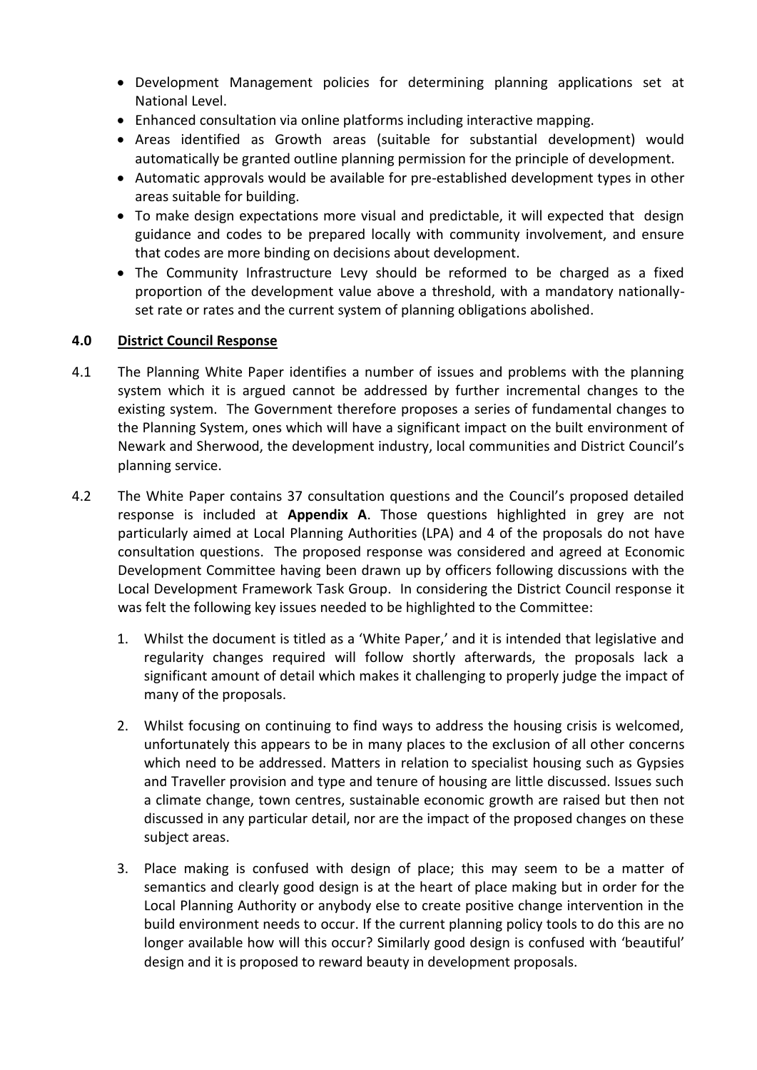- Development Management policies for determining planning applications set at National Level.
- Enhanced consultation via online platforms including interactive mapping.
- Areas identified as Growth areas (suitable for substantial development) would automatically be granted outline planning permission for the principle of development.
- Automatic approvals would be available for pre-established development types in other areas suitable for building.
- To make design expectations more visual and predictable, it will expected that design guidance and codes to be prepared locally with community involvement, and ensure that codes are more binding on decisions about development.
- The Community Infrastructure Levy should be reformed to be charged as a fixed proportion of the development value above a threshold, with a mandatory nationally-set rate or rates and the current system of planning obligations abolished.

## 4.0 District Council Response

4.1 The Planning White Paper identifies a number of issues and problems with the planning system which it is argued cannot be addressed by further incremental changes to the existing system. The Government therefore proposes a series of fundamental changes to the Planning System, ones which will have a significant impact on the built environment of Newark and Sherwood, the development industry, local communities and District Council's planning service.

4.2 The White Paper contains 37 consultation questions and the Council's proposed detailed response is included at **Appendix A**. Those questions highlighted in grey are not particularly aimed at Local Planning Authorities (LPA) and 4 of the proposals do not have consultation questions. The proposed response was considered and agreed at Economic Development Committee having been drawn up by officers following discussions with the Local Development Framework Task Group. In considering the District Council response it was felt the following key issues needed to be highlighted to the Committee:

1. Whilst the document is titled as a 'White Paper,' and it is intended that legislative and regularity changes required will follow shortly afterwards, the proposals lack a significant amount of detail which makes it challenging to properly judge the impact of many of the proposals.

2. Whilst focusing on continuing to find ways to address the housing crisis is welcomed, unfortunately this appears to be in many places to the exclusion of all other concerns which need to be addressed. Matters in relation to specialist housing such as Gypsies and Traveller provision and type and tenure of housing are little discussed. Issues such a climate change, town centres, sustainable economic growth are raised but then not discussed in any particular detail, nor are the impact of the proposed changes on these subject areas.

3. Place making is confused with design of place; this may seem to be a matter of semantics and clearly good design is at the heart of place making but in order for the Local Planning Authority or anybody else to create positive change intervention in the build environment needs to occur. If the current planning policy tools to do this are no longer available how will this occur? Similarly good design is confused with 'beautiful' design and it is proposed to reward beauty in development proposals.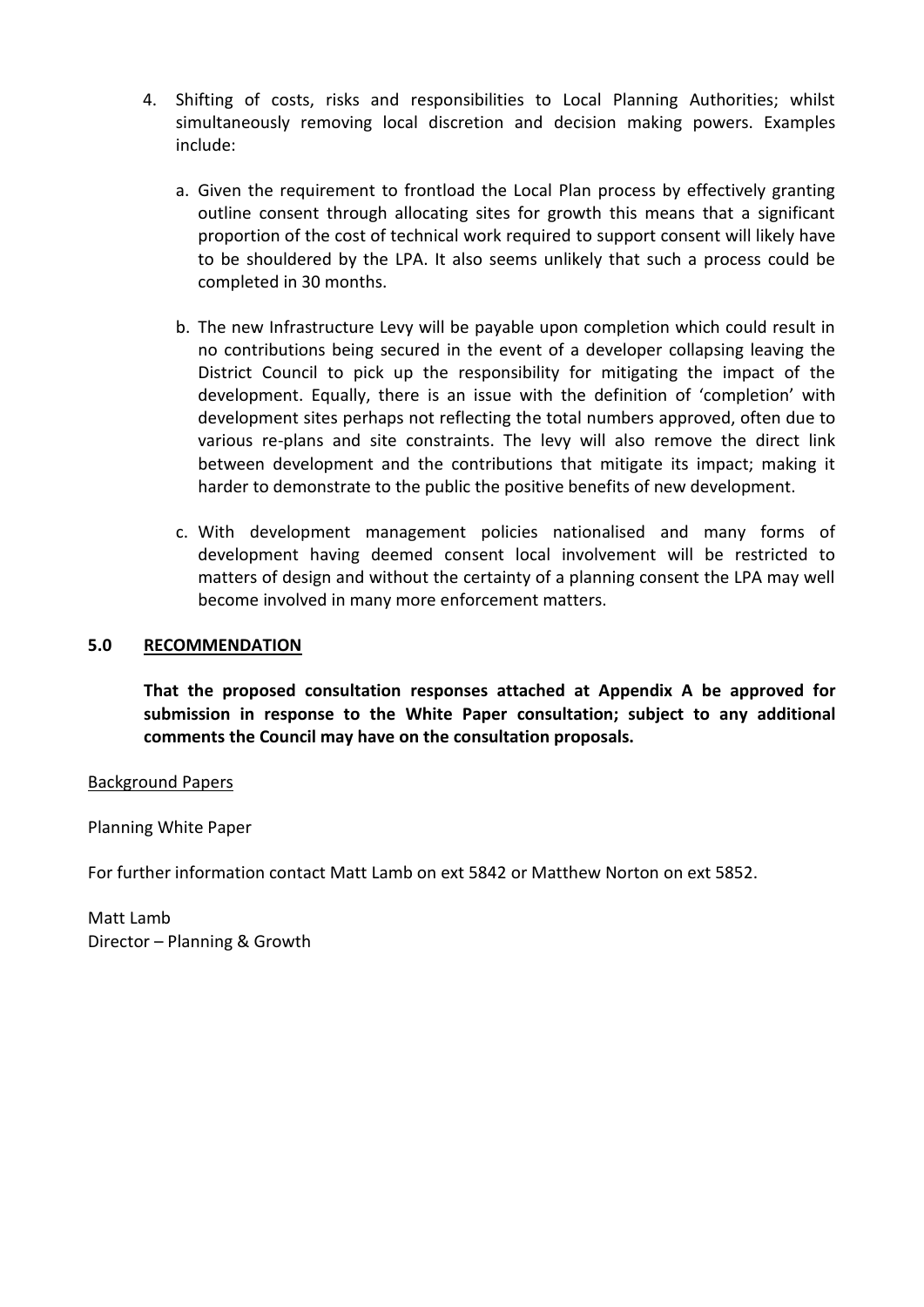4. Shifting of costs, risks and responsibilities to Local Planning Authorities; whilst simultaneously removing local discretion and decision making powers. Examples include:

   a. Given the requirement to frontload the Local Plan process by effectively granting outline consent through allocating sites for growth this means that a significant proportion of the cost of technical work required to support consent will likely have to be shouldered by the LPA. It also seems unlikely that such a process could be completed in 30 months.

   b. The new Infrastructure Levy will be payable upon completion which could result in no contributions being secured in the event of a developer collapsing leaving the District Council to pick up the responsibility for mitigating the impact of the development. Equally, there is an issue with the definition of 'completion' with development sites perhaps not reflecting the total numbers approved, often due to various re-plans and site constraints. The levy will also remove the direct link between development and the contributions that mitigate its impact; making it harder to demonstrate to the public the positive benefits of new development.

   c. With development management policies nationalised and many forms of development having deemed consent local involvement will be restricted to matters of design and without the certainty of a planning consent the LPA may well become involved in many more enforcement matters.

## 5.0 RECOMMENDATION

**That the proposed consultation responses attached at Appendix A be approved for submission in response to the White Paper consultation; subject to any additional comments the Council may have on the consultation proposals.**

Background Papers

Planning White Paper

For further information contact Matt Lamb on ext 5842 or Matthew Norton on ext 5852.

Matt Lamb
Director – Planning & Growth